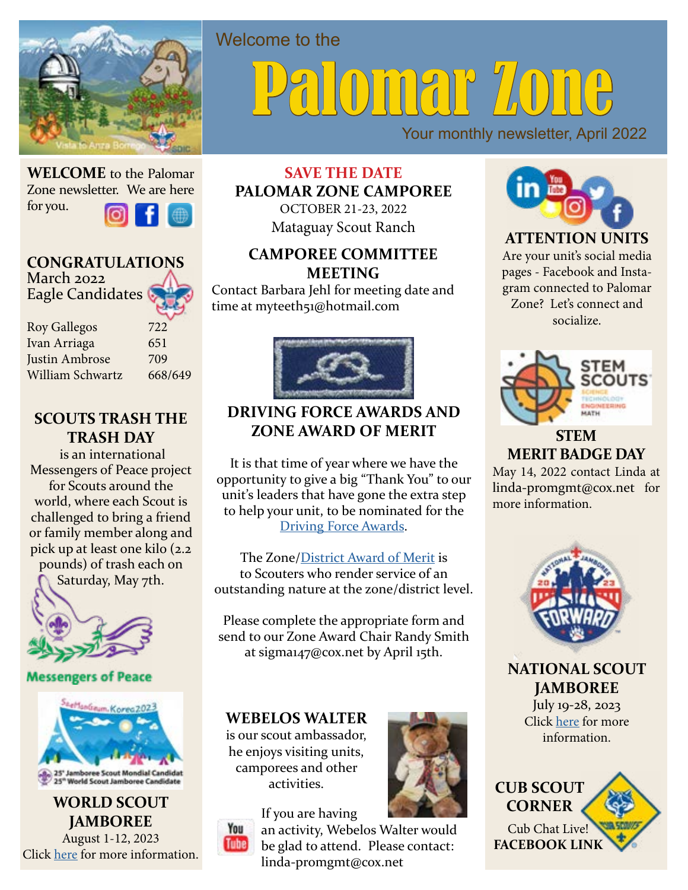Welcome to the

# Palomar Zone

Your monthly newsletter, April 2022

**WELCOME** to the Palomar Zone newsletter. We are here for you.

## CONGRATULATIONS

March 2022
Eagle Candidates

| Name | Unit |
|---|---|
| Roy Gallegos | 722 |
| Ivan Arriaga | 651 |
| Justin Ambrose | 709 |
| William Schwartz | 668/649 |

## SCOUTS TRASH THE TRASH DAY

is an international Messengers of Peace project for Scouts around the world, where each Scout is challenged to bring a friend or family member along and pick up at least one kilo (2.2 pounds) of trash each on Saturday, May 7th.

Messengers of Peace

## WORLD SCOUT JAMBOREE

August 1-12, 2023
Click here for more information.

**SAVE THE DATE**

## PALOMAR ZONE CAMPOREE

OCTOBER 21-23, 2022
Mataguay Scout Ranch

## CAMPOREE COMMITTEE MEETING

Contact Barbara Jehl for meeting date and time at myteeth51@hotmail.com

## DRIVING FORCE AWARDS AND ZONE AWARD OF MERIT

It is that time of year where we have the opportunity to give a big "Thank You" to our unit's leaders that have gone the extra step to help your unit, to be nominated for the Driving Force Awards.

The Zone/District Award of Merit is to Scouters who render service of an outstanding nature at the zone/district level.

Please complete the appropriate form and send to our Zone Award Chair Randy Smith at sigma147@cox.net by April 15th.

## WEBELOS WALTER

is our scout ambassador, he enjoys visiting units, camporees and other activities.

If you are having an activity, Webelos Walter would be glad to attend. Please contact: linda-promgmt@cox.net

## ATTENTION UNITS

Are your unit's social media pages - Facebook and Instagram connected to Palomar Zone? Let's connect and socialize.

## STEM MERIT BADGE DAY

May 14, 2022 contact Linda at linda-promgmt@cox.net for more information.

## NATIONAL SCOUT JAMBOREE

July 19-28, 2023
Click here for more information.

## CUB SCOUT CORNER

Cub Chat Live!
**FACEBOOK LINK**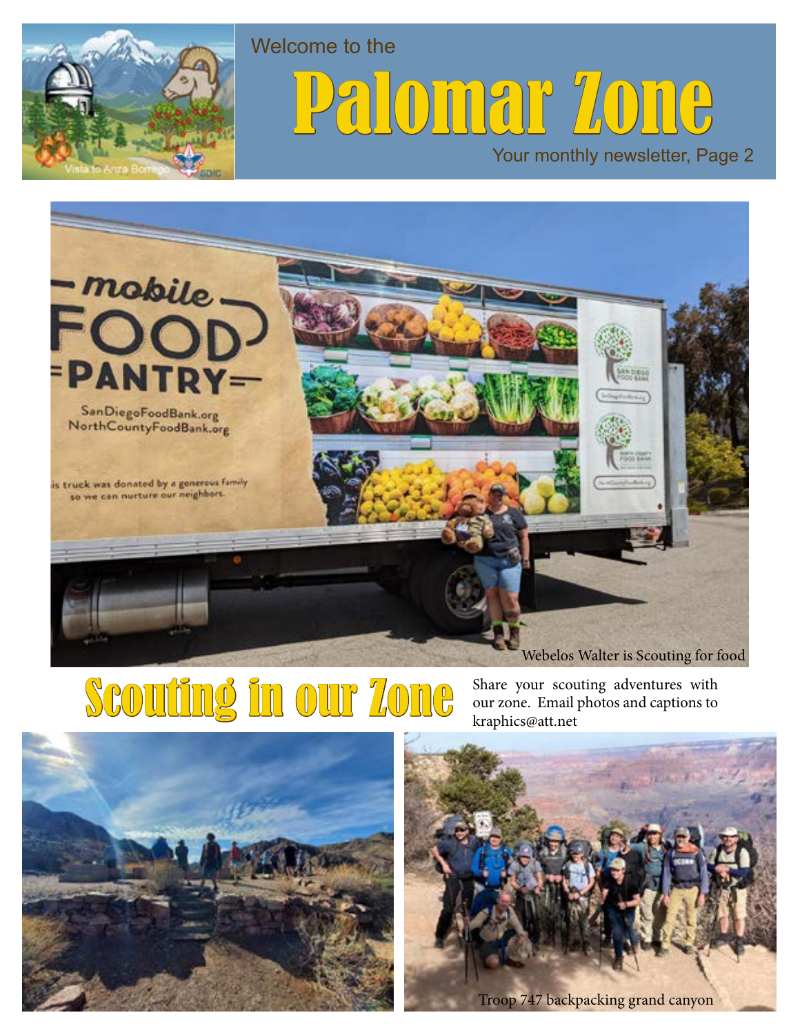Welcome to the

# Palomar Zone

Your monthly newsletter, Page 2

Webelos Walter is Scouting for food

## Scouting in our Zone

Share your scouting adventures with our zone. Email photos and captions to kraphics@att.net

Troop 747 backpacking grand canyon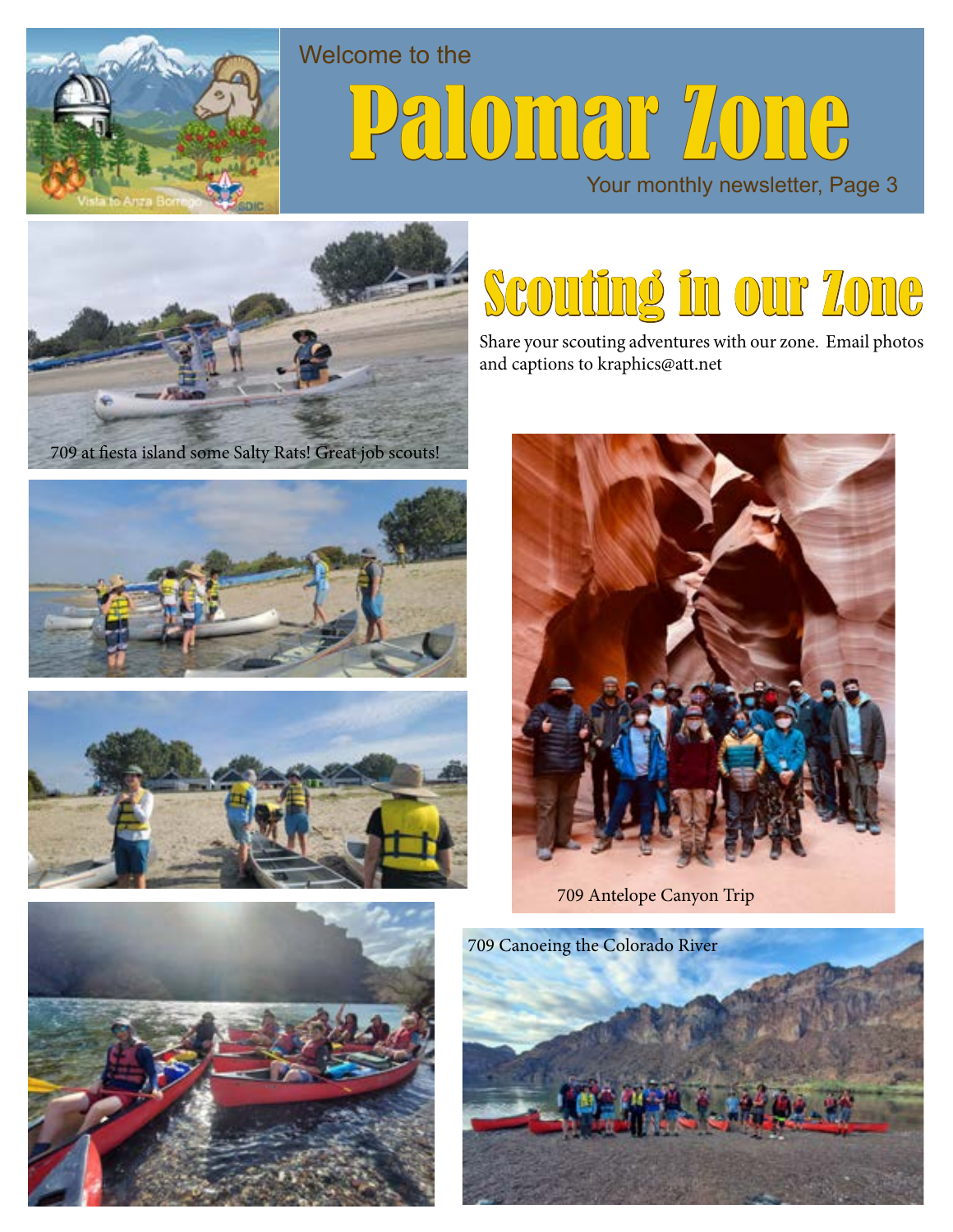Welcome to the

# Palomar Zone

Your monthly newsletter, Page 3

## Scouting in our Zone

Share your scouting adventures with our zone. Email photos and captions to kraphics@att.net

709 at fiesta island some Salty Rats! Great job scouts!

709 Antelope Canyon Trip

709 Canoeing the Colorado River